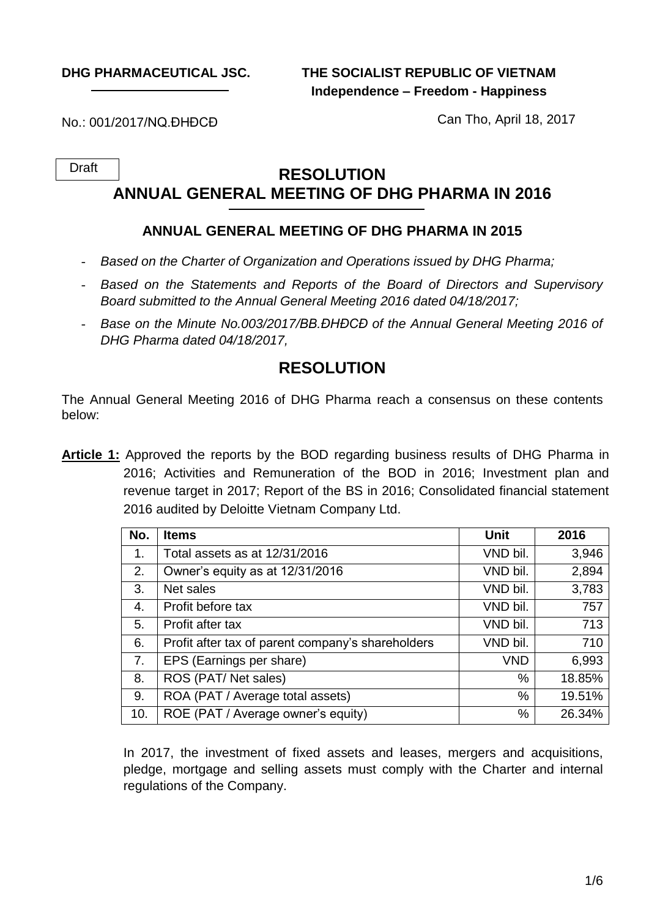**DHG PHARMACEUTICAL JSC.**

**THE SOCIALIST REPUBLIC OF VIETNAM**
**Independence – Freedom - Happiness**

No.: 001/2017/NQ.ĐHĐCĐ

Can Tho, April 18, 2017

Draft

# RESOLUTION
# ANNUAL GENERAL MEETING OF DHG PHARMA IN 2016

### ANNUAL GENERAL MEETING OF DHG PHARMA IN 2015

- *Based on the Charter of Organization and Operations issued by DHG Pharma;*
- *Based on the Statements and Reports of the Board of Directors and Supervisory Board submitted to the Annual General Meeting 2016 dated 04/18/2017;*
- *Base on the Minute No.003/2017/BB.ĐHĐCĐ of the Annual General Meeting 2016 of DHG Pharma dated 04/18/2017,*

## RESOLUTION

The Annual General Meeting 2016 of DHG Pharma reach a consensus on these contents below:

**Article 1:** Approved the reports by the BOD regarding business results of DHG Pharma in 2016; Activities and Remuneration of the BOD in 2016; Investment plan and revenue target in 2017; Report of the BS in 2016; Consolidated financial statement 2016 audited by Deloitte Vietnam Company Ltd.

| No. | Items | Unit | 2016 |
|---|---|---|---|
| 1. | Total assets as at 12/31/2016 | VND bil. | 3,946 |
| 2. | Owner's equity as at 12/31/2016 | VND bil. | 2,894 |
| 3. | Net sales | VND bil. | 3,783 |
| 4. | Profit before tax | VND bil. | 757 |
| 5. | Profit after tax | VND bil. | 713 |
| 6. | Profit after tax of parent company's shareholders | VND bil. | 710 |
| 7. | EPS (Earnings per share) | VND | 6,993 |
| 8. | ROS (PAT/ Net sales) | % | 18.85% |
| 9. | ROA (PAT / Average total assets) | % | 19.51% |
| 10. | ROE (PAT / Average owner's equity) | % | 26.34% |

In 2017, the investment of fixed assets and leases, mergers and acquisitions, pledge, mortgage and selling assets must comply with the Charter and internal regulations of the Company.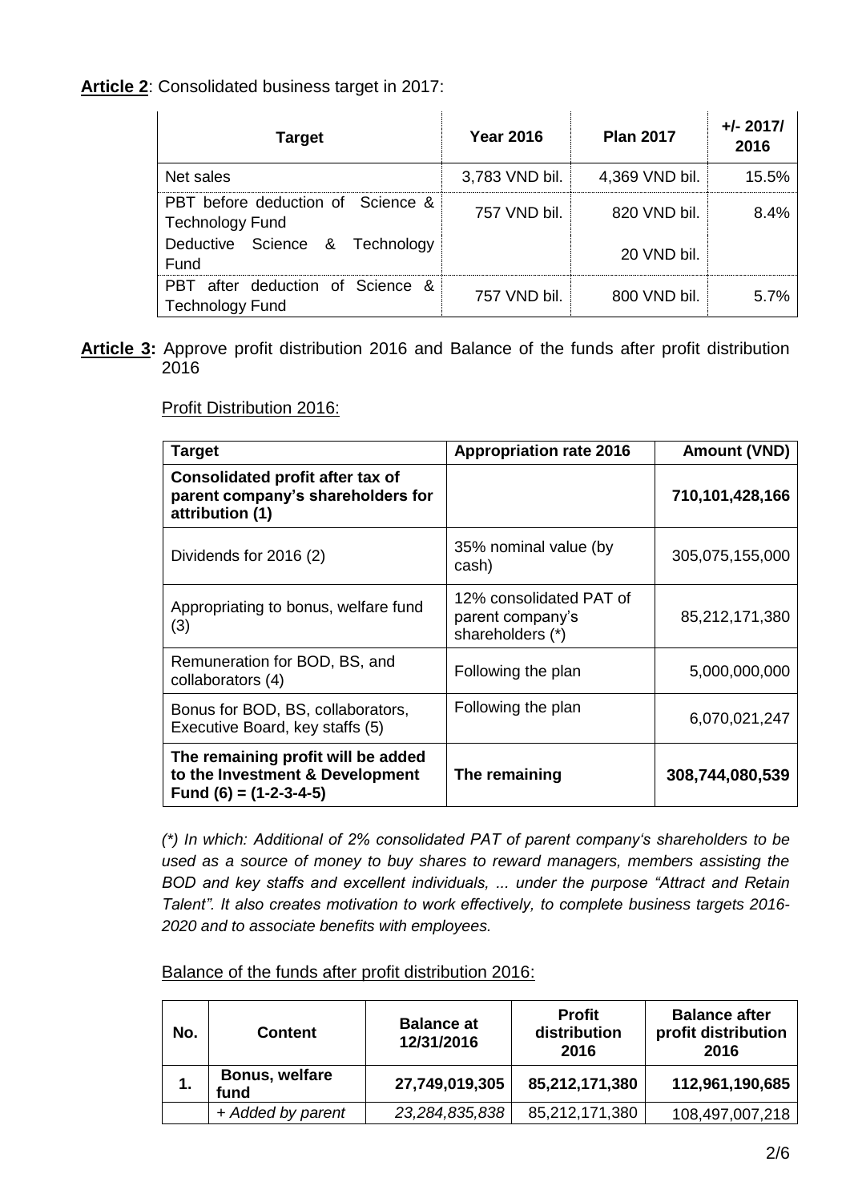**Article 2**: Consolidated business target in 2017:

| Target | Year 2016 | Plan 2017 | +/- 2017/ 2016 |
|---|---|---|---|
| Net sales | 3,783 VND bil. | 4,369 VND bil. | 15.5% |
| PBT before deduction of Science & Technology Fund | 757 VND bil. | 820 VND bil. | 8.4% |
| Deductive Science & Technology Fund | | 20 VND bil. | |
| PBT after deduction of Science & Technology Fund | 757 VND bil. | 800 VND bil. | 5.7% |

**Article 3:** Approve profit distribution 2016 and Balance of the funds after profit distribution 2016

Profit Distribution 2016:

| Target | Appropriation rate 2016 | Amount (VND) |
|---|---|---|
| **Consolidated profit after tax of parent company's shareholders for attribution (1)** | | **710,101,428,166** |
| Dividends for 2016 (2) | 35% nominal value (by cash) | 305,075,155,000 |
| Appropriating to bonus, welfare fund (3) | 12% consolidated PAT of parent company's shareholders (*) | 85,212,171,380 |
| Remuneration for BOD, BS, and collaborators (4) | Following the plan | 5,000,000,000 |
| Bonus for BOD, BS, collaborators, Executive Board, key staffs (5) | Following the plan | 6,070,021,247 |
| **The remaining profit will be added to the Investment & Development Fund (6) = (1-2-3-4-5)** | **The remaining** | **308,744,080,539** |

*(*) In which: Additional of 2% consolidated PAT of parent company's shareholders to be used as a source of money to buy shares to reward managers, members assisting the BOD and key staffs and excellent individuals, ... under the purpose "Attract and Retain Talent". It also creates motivation to work effectively, to complete business targets 2016-2020 and to associate benefits with employees.*

Balance of the funds after profit distribution 2016:

| No. | Content | Balance at 12/31/2016 | Profit distribution 2016 | Balance after profit distribution 2016 |
|---|---|---|---|---|
| **1.** | **Bonus, welfare fund** | **27,749,019,305** | **85,212,171,380** | **112,961,190,685** |
| | *+ Added by parent* | *23,284,835,838* | 85,212,171,380 | 108,497,007,218 |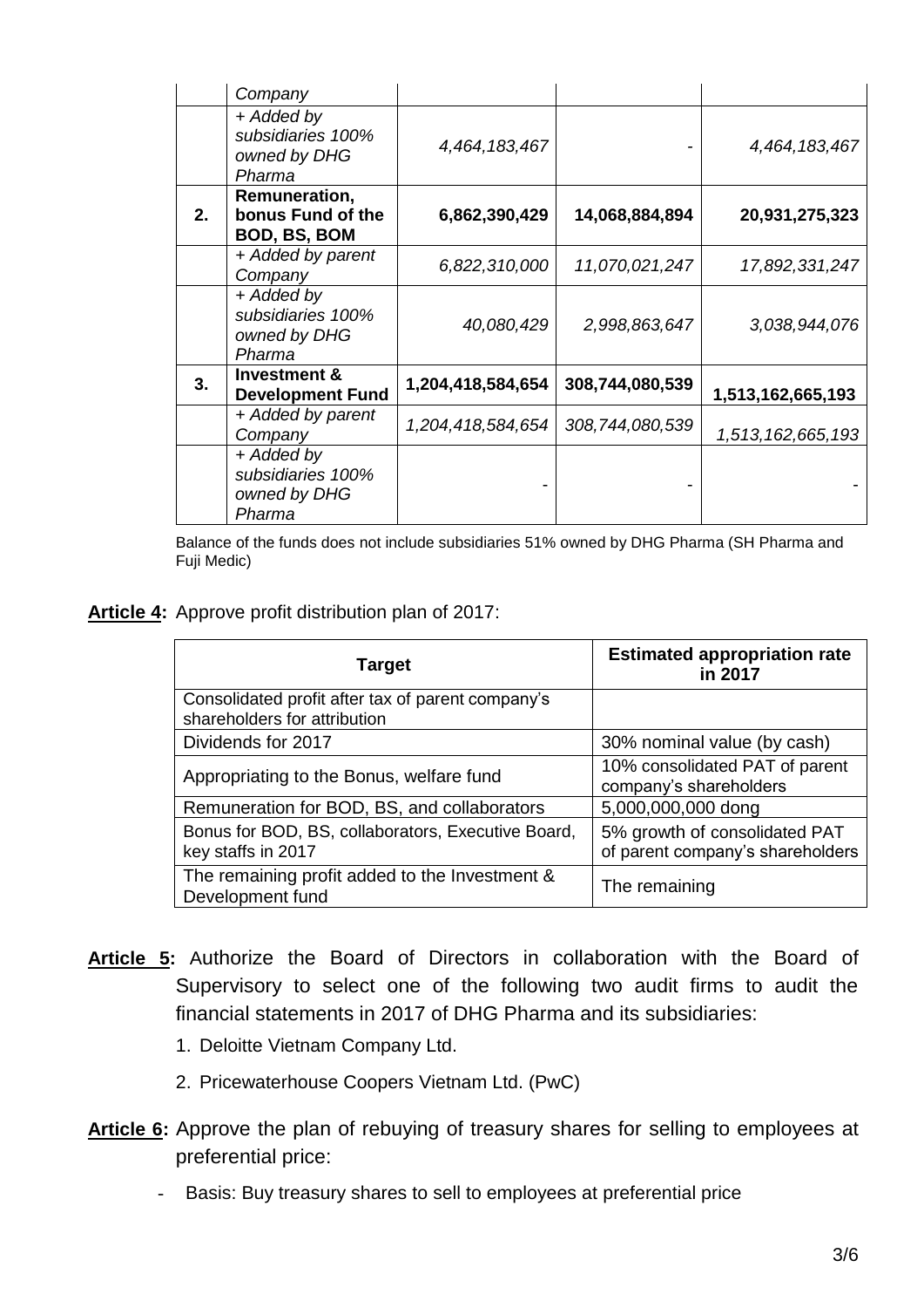|  | Company |  |  |  |
|---|---|---|---|---|
|  | *+ Added by subsidiaries 100% owned by DHG Pharma* | *4,464,183,467* | - | *4,464,183,467* |
| **2.** | **Remuneration, bonus Fund of the BOD, BS, BOM** | **6,862,390,429** | **14,068,884,894** | **20,931,275,323** |
|  | *+ Added by parent Company* | *6,822,310,000* | *11,070,021,247* | *17,892,331,247* |
|  | *+ Added by subsidiaries 100% owned by DHG Pharma* | *40,080,429* | *2,998,863,647* | *3,038,944,076* |
| **3.** | **Investment & Development Fund** | **1,204,418,584,654** | **308,744,080,539** | **1,513,162,665,193** |
|  | *+ Added by parent Company* | *1,204,418,584,654* | *308,744,080,539* | *1,513,162,665,193* |
|  | *+ Added by subsidiaries 100% owned by DHG Pharma* | - | - | - |

Balance of the funds does not include subsidiaries 51% owned by DHG Pharma (SH Pharma and Fuji Medic)

**Article 4:** Approve profit distribution plan of 2017:

| Target | Estimated appropriation rate in 2017 |
|---|---|
| Consolidated profit after tax of parent company's shareholders for attribution |  |
| Dividends for 2017 | 30% nominal value (by cash) |
| Appropriating to the Bonus, welfare fund | 10% consolidated PAT of parent company's shareholders |
| Remuneration for BOD, BS, and collaborators | 5,000,000,000 dong |
| Bonus for BOD, BS, collaborators, Executive Board, key staffs in 2017 | 5% growth of consolidated PAT of parent company's shareholders |
| The remaining profit added to the Investment & Development fund | The remaining |

**Article 5:** Authorize the Board of Directors in collaboration with the Board of Supervisory to select one of the following two audit firms to audit the financial statements in 2017 of DHG Pharma and its subsidiaries:

1. Deloitte Vietnam Company Ltd.
2. Pricewaterhouse Coopers Vietnam Ltd. (PwC)

**Article 6:** Approve the plan of rebuying of treasury shares for selling to employees at preferential price:

- Basis: Buy treasury shares to sell to employees at preferential price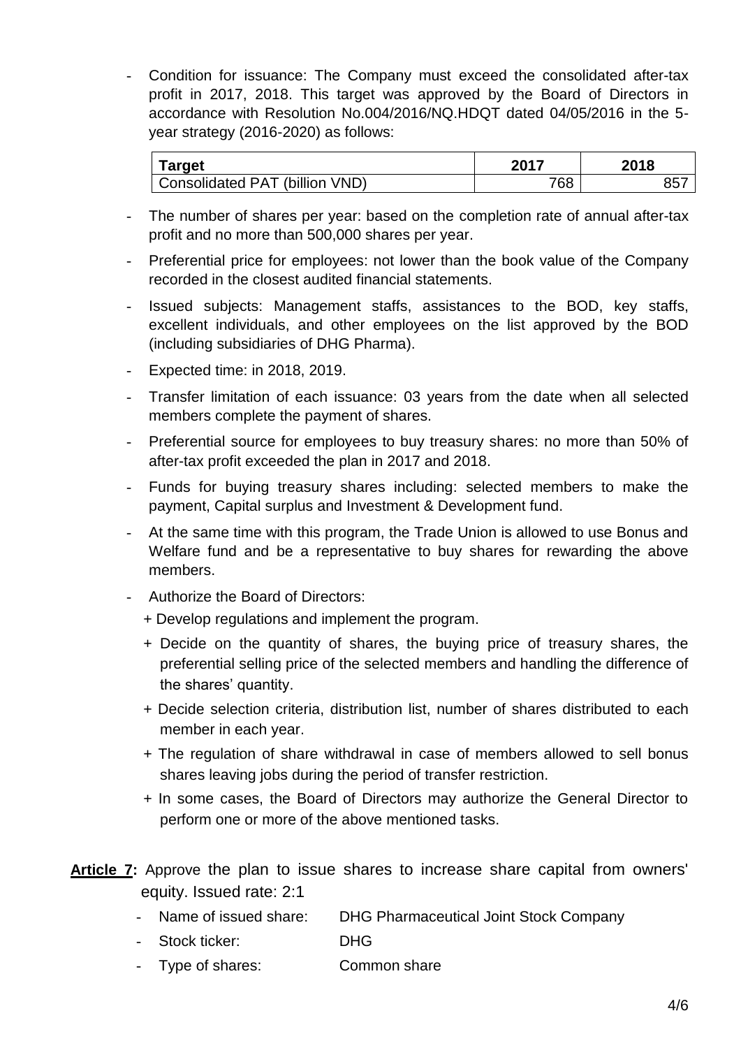- Condition for issuance: The Company must exceed the consolidated after-tax profit in 2017, 2018. This target was approved by the Board of Directors in accordance with Resolution No.004/2016/NQ.HDQT dated 04/05/2016 in the 5-year strategy (2016-2020) as follows:

| Target | 2017 | 2018 |
|---|---|---|
| Consolidated PAT (billion VND) | 768 | 857 |

- The number of shares per year: based on the completion rate of annual after-tax profit and no more than 500,000 shares per year.
- Preferential price for employees: not lower than the book value of the Company recorded in the closest audited financial statements.
- Issued subjects: Management staffs, assistances to the BOD, key staffs, excellent individuals, and other employees on the list approved by the BOD (including subsidiaries of DHG Pharma).
- Expected time: in 2018, 2019.
- Transfer limitation of each issuance: 03 years from the date when all selected members complete the payment of shares.
- Preferential source for employees to buy treasury shares: no more than 50% of after-tax profit exceeded the plan in 2017 and 2018.
- Funds for buying treasury shares including: selected members to make the payment, Capital surplus and Investment & Development fund.
- At the same time with this program, the Trade Union is allowed to use Bonus and Welfare fund and be a representative to buy shares for rewarding the above members.
- Authorize the Board of Directors:
  + Develop regulations and implement the program.
  + Decide on the quantity of shares, the buying price of treasury shares, the preferential selling price of the selected members and handling the difference of the shares' quantity.
  + Decide selection criteria, distribution list, number of shares distributed to each member in each year.
  + The regulation of share withdrawal in case of members allowed to sell bonus shares leaving jobs during the period of transfer restriction.
  + In some cases, the Board of Directors may authorize the General Director to perform one or more of the above mentioned tasks.

**<u>Article 7</u>:** Approve the plan to issue shares to increase share capital from owners' equity. Issued rate: 2:1

- Name of issued share: DHG Pharmaceutical Joint Stock Company
- Stock ticker: DHG
- Type of shares: Common share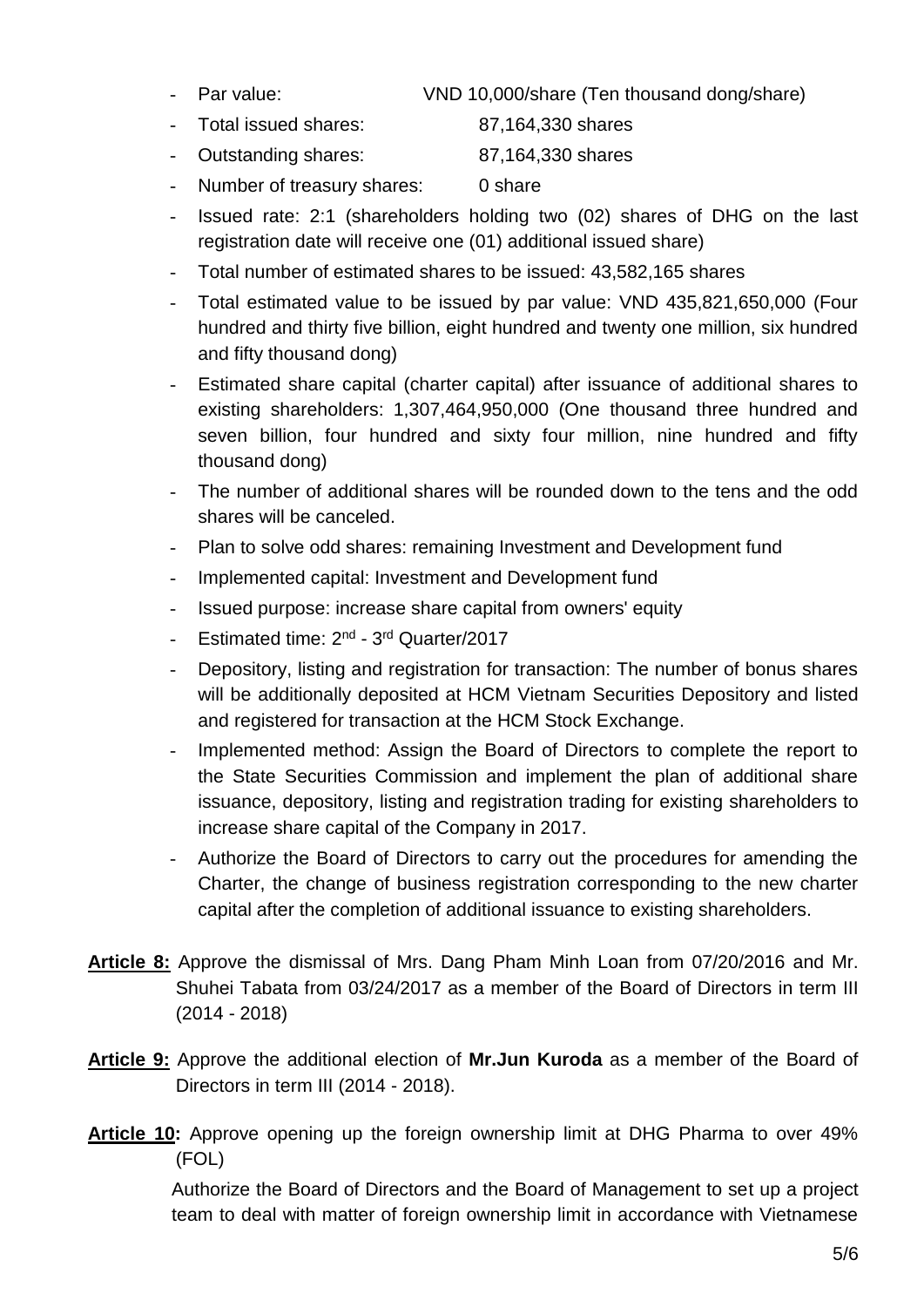- Par value: VND 10,000/share (Ten thousand dong/share)
- Total issued shares: 87,164,330 shares
- Outstanding shares: 87,164,330 shares
- Number of treasury shares: 0 share
- Issued rate: 2:1 (shareholders holding two (02) shares of DHG on the last registration date will receive one (01) additional issued share)
- Total number of estimated shares to be issued: 43,582,165 shares
- Total estimated value to be issued by par value: VND 435,821,650,000 (Four hundred and thirty five billion, eight hundred and twenty one million, six hundred and fifty thousand dong)
- Estimated share capital (charter capital) after issuance of additional shares to existing shareholders: 1,307,464,950,000 (One thousand three hundred and seven billion, four hundred and sixty four million, nine hundred and fifty thousand dong)
- The number of additional shares will be rounded down to the tens and the odd shares will be canceled.
- Plan to solve odd shares: remaining Investment and Development fund
- Implemented capital: Investment and Development fund
- Issued purpose: increase share capital from owners' equity
- Estimated time: 2nd - 3rd Quarter/2017
- Depository, listing and registration for transaction: The number of bonus shares will be additionally deposited at HCM Vietnam Securities Depository and listed and registered for transaction at the HCM Stock Exchange.
- Implemented method: Assign the Board of Directors to complete the report to the State Securities Commission and implement the plan of additional share issuance, depository, listing and registration trading for existing shareholders to increase share capital of the Company in 2017.
- Authorize the Board of Directors to carry out the procedures for amending the Charter, the change of business registration corresponding to the new charter capital after the completion of additional issuance to existing shareholders.

**Article 8:** Approve the dismissal of Mrs. Dang Pham Minh Loan from 07/20/2016 and Mr. Shuhei Tabata from 03/24/2017 as a member of the Board of Directors in term III (2014 - 2018)

**Article 9:** Approve the additional election of **Mr.Jun Kuroda** as a member of the Board of Directors in term III (2014 - 2018).

**Article 10:** Approve opening up the foreign ownership limit at DHG Pharma to over 49% (FOL)

Authorize the Board of Directors and the Board of Management to set up a project team to deal with matter of foreign ownership limit in accordance with Vietnamese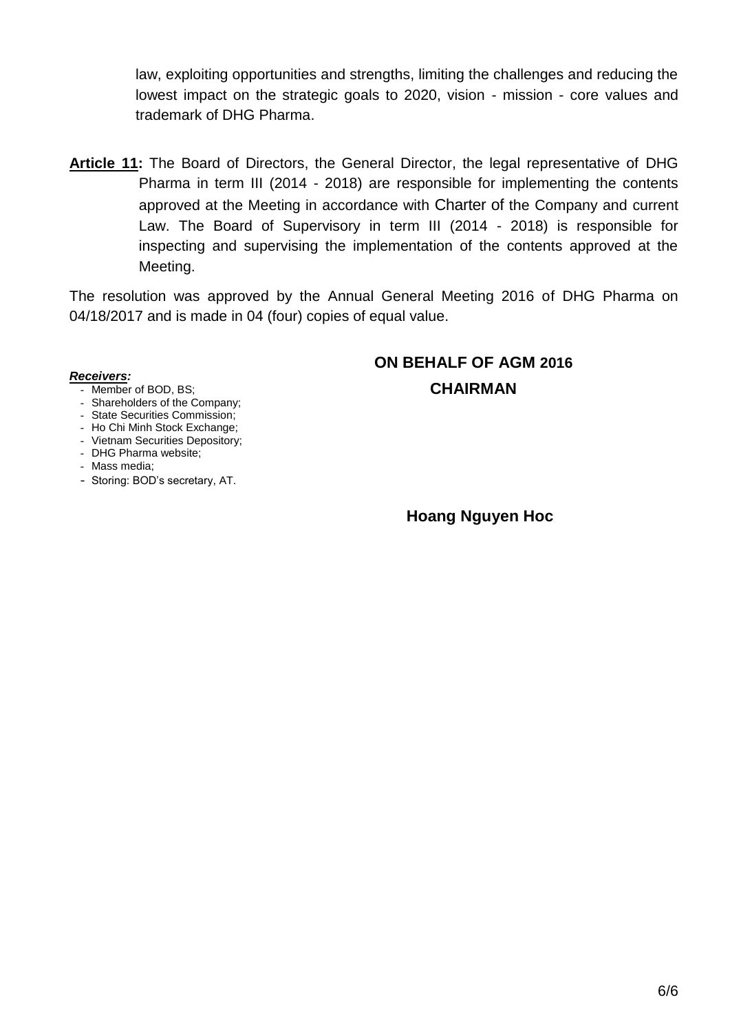law, exploiting opportunities and strengths, limiting the challenges and reducing the lowest impact on the strategic goals to 2020, vision - mission - core values and trademark of DHG Pharma.

**Article 11:** The Board of Directors, the General Director, the legal representative of DHG Pharma in term III (2014 - 2018) are responsible for implementing the contents approved at the Meeting in accordance with Charter of the Company and current Law. The Board of Supervisory in term III (2014 - 2018) is responsible for inspecting and supervising the implementation of the contents approved at the Meeting.

The resolution was approved by the Annual General Meeting 2016 of DHG Pharma on 04/18/2017 and is made in 04 (four) copies of equal value.

**ON BEHALF OF AGM 2016**

**CHAIRMAN**

***Receivers:***

- Member of BOD, BS;
- Shareholders of the Company;
- State Securities Commission;
- Ho Chi Minh Stock Exchange;
- Vietnam Securities Depository;
- DHG Pharma website;
- Mass media;
- Storing: BOD's secretary, AT.

**Hoang Nguyen Hoc**